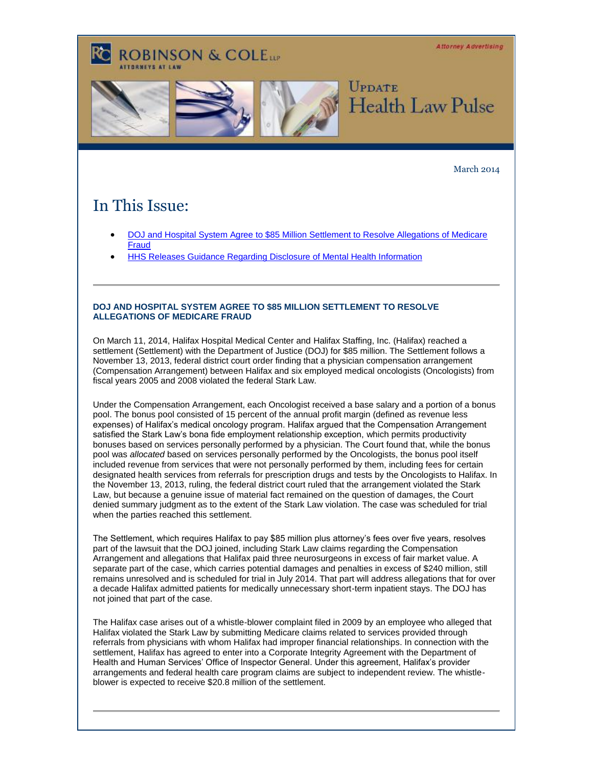ROBINSON & COLE LLP
ATTORNEYS AT LAW

Attorney Advertising

UPDATE
Health Law Pulse

March 2014

# In This Issue:

- DOJ and Hospital System Agree to $85 Million Settlement to Resolve Allegations of Medicare Fraud
- HHS Releases Guidance Regarding Disclosure of Mental Health Information

---

### DOJ AND HOSPITAL SYSTEM AGREE TO $85 MILLION SETTLEMENT TO RESOLVE ALLEGATIONS OF MEDICARE FRAUD

On March 11, 2014, Halifax Hospital Medical Center and Halifax Staffing, Inc. (Halifax) reached a settlement (Settlement) with the Department of Justice (DOJ) for $85 million. The Settlement follows a November 13, 2013, federal district court order finding that a physician compensation arrangement (Compensation Arrangement) between Halifax and six employed medical oncologists (Oncologists) from fiscal years 2005 and 2008 violated the federal Stark Law.

Under the Compensation Arrangement, each Oncologist received a base salary and a portion of a bonus pool. The bonus pool consisted of 15 percent of the annual profit margin (defined as revenue less expenses) of Halifax's medical oncology program. Halifax argued that the Compensation Arrangement satisfied the Stark Law's bona fide employment relationship exception, which permits productivity bonuses based on services personally performed by a physician. The Court found that, while the bonus pool was *allocated* based on services personally performed by the Oncologists, the bonus pool itself included revenue from services that were not personally performed by them, including fees for certain designated health services from referrals for prescription drugs and tests by the Oncologists to Halifax. In the November 13, 2013, ruling, the federal district court ruled that the arrangement violated the Stark Law, but because a genuine issue of material fact remained on the question of damages, the Court denied summary judgment as to the extent of the Stark Law violation. The case was scheduled for trial when the parties reached this settlement.

The Settlement, which requires Halifax to pay $85 million plus attorney's fees over five years, resolves part of the lawsuit that the DOJ joined, including Stark Law claims regarding the Compensation Arrangement and allegations that Halifax paid three neurosurgeons in excess of fair market value. A separate part of the case, which carries potential damages and penalties in excess of $240 million, still remains unresolved and is scheduled for trial in July 2014. That part will address allegations that for over a decade Halifax admitted patients for medically unnecessary short-term inpatient stays. The DOJ has not joined that part of the case.

The Halifax case arises out of a whistle-blower complaint filed in 2009 by an employee who alleged that Halifax violated the Stark Law by submitting Medicare claims related to services provided through referrals from physicians with whom Halifax had improper financial relationships. In connection with the settlement, Halifax has agreed to enter into a Corporate Integrity Agreement with the Department of Health and Human Services' Office of Inspector General. Under this agreement, Halifax's provider arrangements and federal health care program claims are subject to independent review. The whistle-blower is expected to receive $20.8 million of the settlement.

---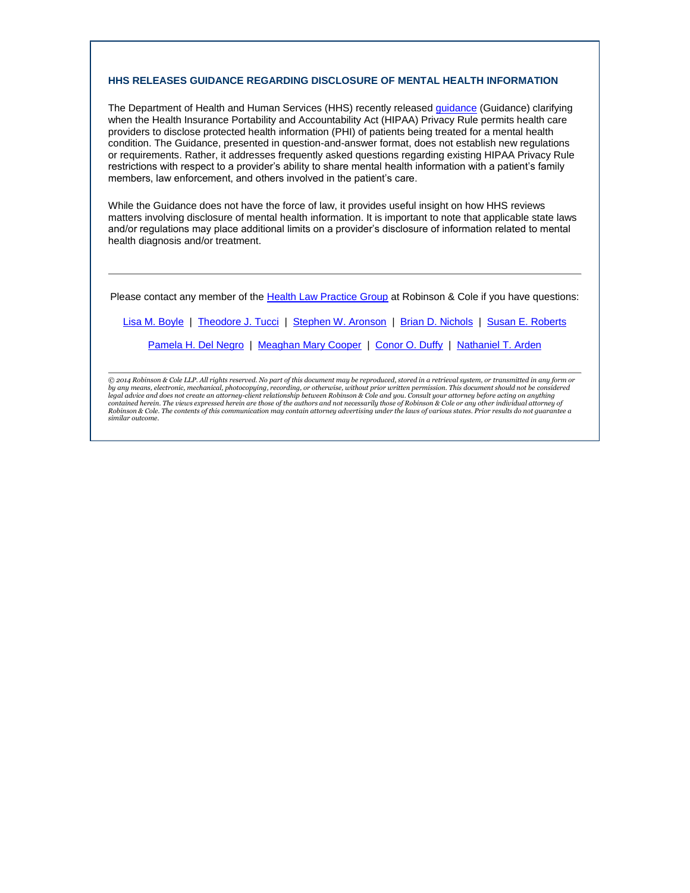### HHS RELEASES GUIDANCE REGARDING DISCLOSURE OF MENTAL HEALTH INFORMATION

The Department of Health and Human Services (HHS) recently released guidance (Guidance) clarifying when the Health Insurance Portability and Accountability Act (HIPAA) Privacy Rule permits health care providers to disclose protected health information (PHI) of patients being treated for a mental health condition. The Guidance, presented in question-and-answer format, does not establish new regulations or requirements. Rather, it addresses frequently asked questions regarding existing HIPAA Privacy Rule restrictions with respect to a provider's ability to share mental health information with a patient's family members, law enforcement, and others involved in the patient's care.

While the Guidance does not have the force of law, it provides useful insight on how HHS reviews matters involving disclosure of mental health information. It is important to note that applicable state laws and/or regulations may place additional limits on a provider's disclosure of information related to mental health diagnosis and/or treatment.

---

Please contact any member of the Health Law Practice Group at Robinson & Cole if you have questions:

Lisa M. Boyle | Theodore J. Tucci | Stephen W. Aronson | Brian D. Nichols | Susan E. Roberts

Pamela H. Del Negro | Meaghan Mary Cooper | Conor O. Duffy | Nathaniel T. Arden

---

*© 2014 Robinson & Cole LLP. All rights reserved. No part of this document may be reproduced, stored in a retrieval system, or transmitted in any form or by any means, electronic, mechanical, photocopying, recording, or otherwise, without prior written permission. This document should not be considered legal advice and does not create an attorney-client relationship between Robinson & Cole and you. Consult your attorney before acting on anything contained herein. The views expressed herein are those of the authors and not necessarily those of Robinson & Cole or any other individual attorney of Robinson & Cole. The contents of this communication may contain attorney advertising under the laws of various states. Prior results do not guarantee a similar outcome.*